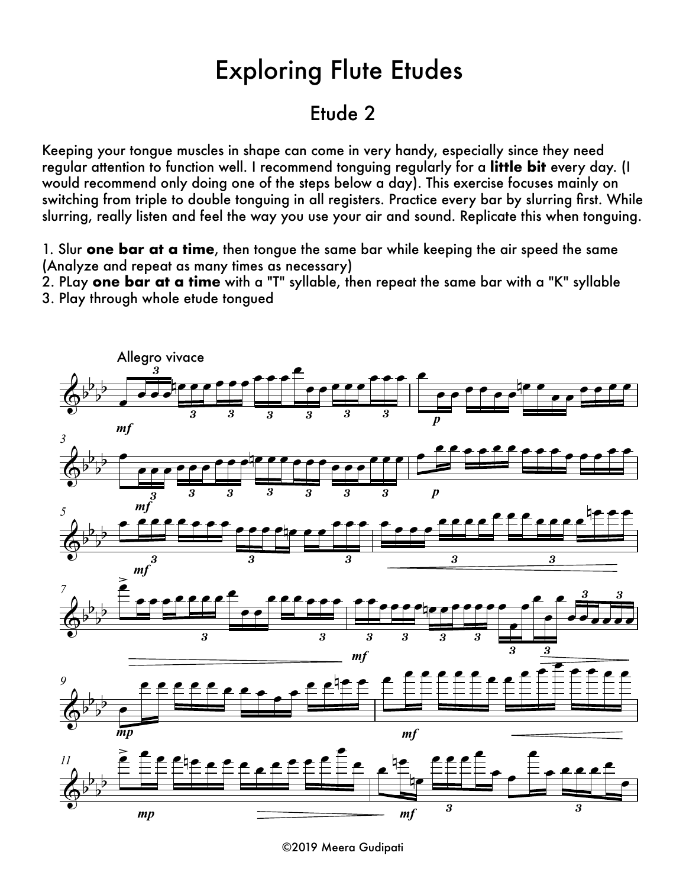# Exploring Flute Etudes

## Etude 2

Keeping your tongue muscles in shape can come in very handy, especially since they need regular attention to function well. I recommend tonguing regularly for a **little bit** every day. (I would recommend only doing one of the steps below a day). This exercise focuses mainly on switching from triple to double tonguing in all registers. Practice every bar by slurring first. While slurring, really listen and feel the way you use your air and sound. Replicate this when tonguing.

1. Slur **one bar at a time**, then tongue the same bar while keeping the air speed the same (Analyze and repeat as many times as necessary)
2. PLay **one bar at a time** with a "T" syllable, then repeat the same bar with a "K" syllable
3. Play through whole etude tongued

©2019 Meera Gudipati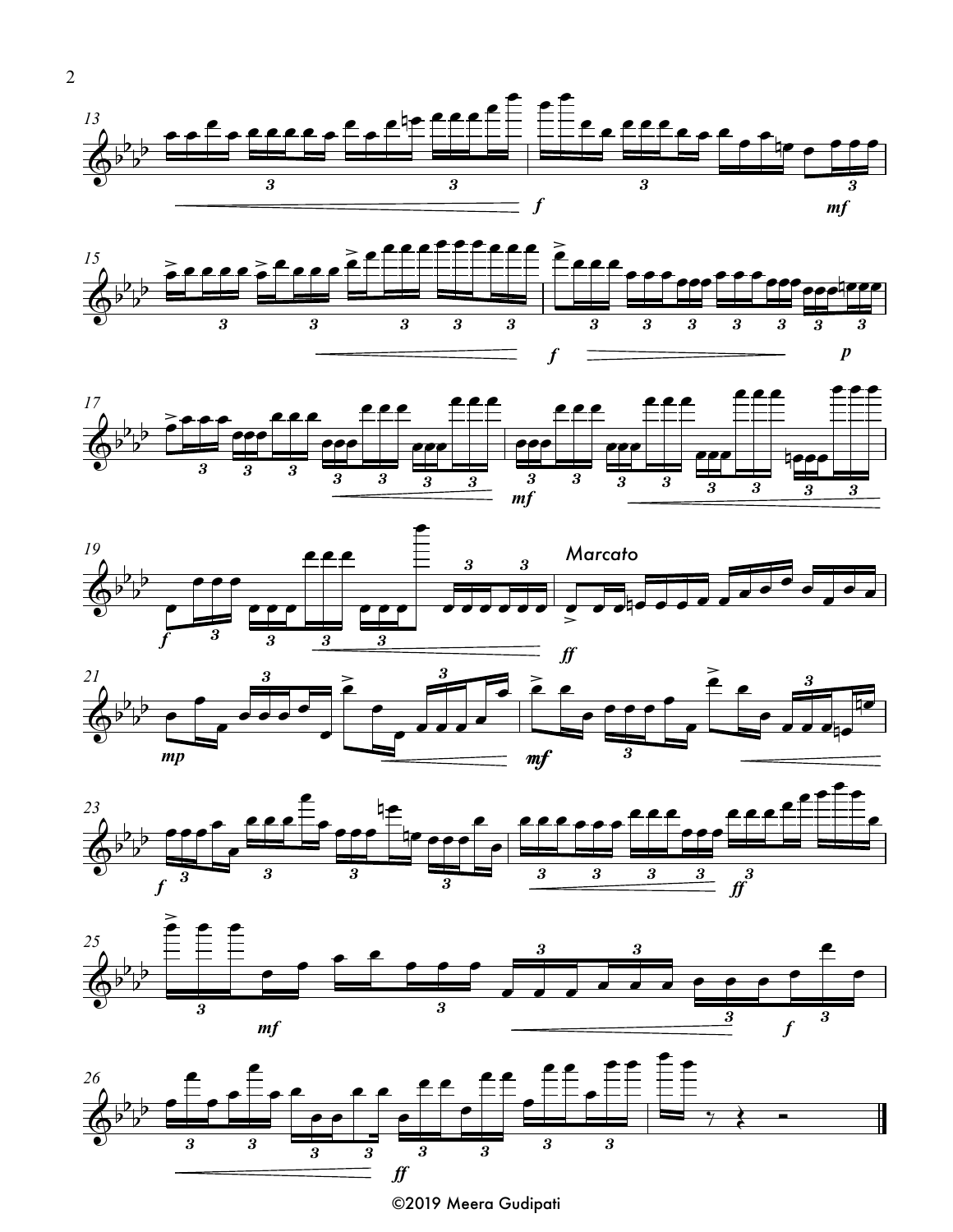Marcato